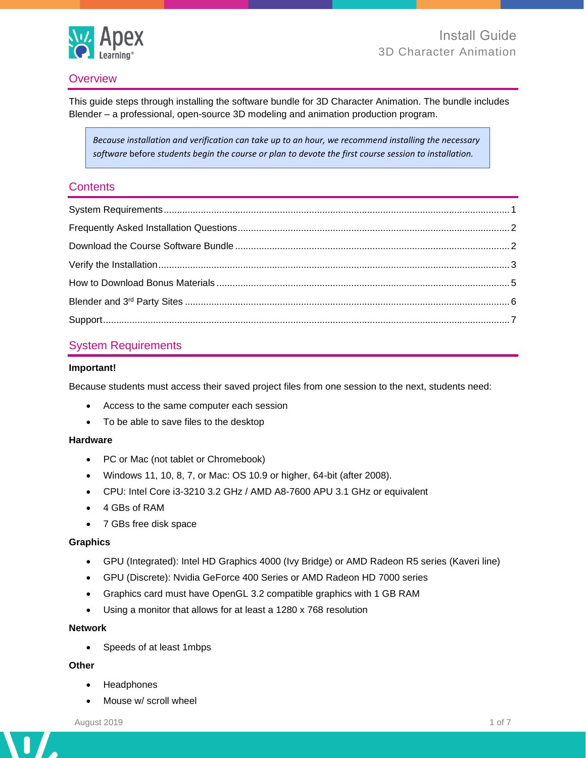# Install Guide
## 3D Character Animation

## Overview

This guide steps through installing the software bundle for 3D Character Animation. The bundle includes Blender – a professional, open-source 3D modeling and animation production program.

> *Because installation and verification can take up to an hour, we recommend installing the necessary software* before *students begin the course or plan to devote the first course session to installation.*

## Contents

- System Requirements ........ 1
- Frequently Asked Installation Questions ........ 2
- Download the Course Software Bundle ........ 2
- Verify the Installation ........ 3
- How to Download Bonus Materials ........ 5
- Blender and 3rd Party Sites ........ 6
- Support ........ 7

## System Requirements

**Important!**

Because students must access their saved project files from one session to the next, students need:

- Access to the same computer each session
- To be able to save files to the desktop

**Hardware**

- PC or Mac (not tablet or Chromebook)
- Windows 11, 10, 8, 7, or Mac: OS 10.9 or higher, 64-bit (after 2008).
- CPU: Intel Core i3-3210 3.2 GHz / AMD A8-7600 APU 3.1 GHz or equivalent
- 4 GBs of RAM
- 7 GBs free disk space

**Graphics**

- GPU (Integrated): Intel HD Graphics 4000 (Ivy Bridge) or AMD Radeon R5 series (Kaveri line)
- GPU (Discrete): Nvidia GeForce 400 Series or AMD Radeon HD 7000 series
- Graphics card must have OpenGL 3.2 compatible graphics with 1 GB RAM
- Using a monitor that allows for at least a 1280 x 768 resolution

**Network**

- Speeds of at least 1mbps

**Other**

- Headphones
- Mouse w/ scroll wheel

August 2019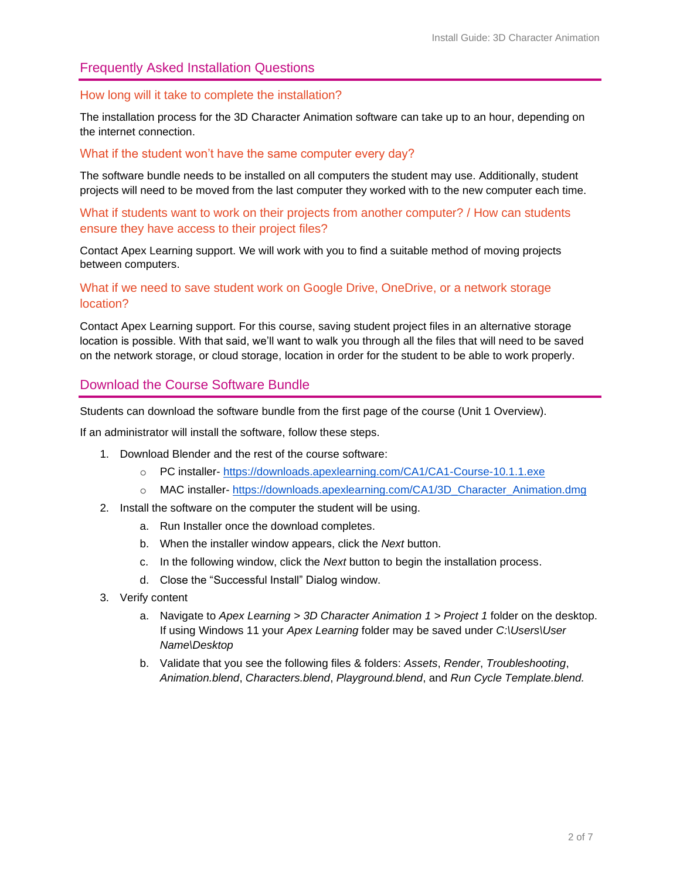## Frequently Asked Installation Questions

### How long will it take to complete the installation?

The installation process for the 3D Character Animation software can take up to an hour, depending on the internet connection.

### What if the student won't have the same computer every day?

The software bundle needs to be installed on all computers the student may use. Additionally, student projects will need to be moved from the last computer they worked with to the new computer each time.

### What if students want to work on their projects from another computer? / How can students ensure they have access to their project files?

Contact Apex Learning support. We will work with you to find a suitable method of moving projects between computers.

### What if we need to save student work on Google Drive, OneDrive, or a network storage location?

Contact Apex Learning support. For this course, saving student project files in an alternative storage location is possible. With that said, we'll want to walk you through all the files that will need to be saved on the network storage, or cloud storage, location in order for the student to be able to work properly.

## Download the Course Software Bundle

Students can download the software bundle from the first page of the course (Unit 1 Overview).

If an administrator will install the software, follow these steps.

1. Download Blender and the rest of the course software:
   - PC installer- https://downloads.apexlearning.com/CA1/CA1-Course-10.1.1.exe
   - MAC installer- https://downloads.apexlearning.com/CA1/3D_Character_Animation.dmg
2. Install the software on the computer the student will be using.
   a. Run Installer once the download completes.
   b. When the installer window appears, click the *Next* button.
   c. In the following window, click the *Next* button to begin the installation process.
   d. Close the "Successful Install" Dialog window.
3. Verify content
   a. Navigate to *Apex Learning > 3D Character Animation 1 > Project 1* folder on the desktop. If using Windows 11 your *Apex Learning* folder may be saved under *C:\Users\User Name\Desktop*
   b. Validate that you see the following files & folders: *Assets*, *Render*, *Troubleshooting*, *Animation.blend*, *Characters.blend*, *Playground.blend*, and *Run Cycle Template.blend.*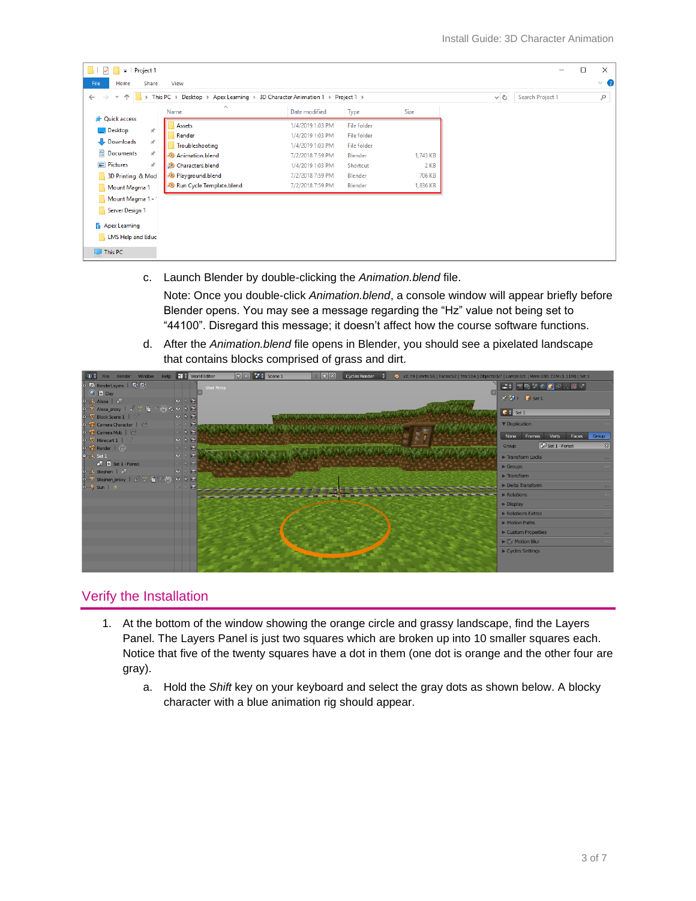c. Launch Blender by double-clicking the *Animation.blend* file.

Note: Once you double-click *Animation.blend*, a console window will appear briefly before Blender opens. You may see a message regarding the "Hz" value not being set to "44100". Disregard this message; it doesn't affect how the course software functions.

d. After the *Animation.blend* file opens in Blender, you should see a pixelated landscape that contains blocks comprised of grass and dirt.

## Verify the Installation

1. At the bottom of the window showing the orange circle and grassy landscape, find the Layers Panel. The Layers Panel is just two squares which are broken up into 10 smaller squares each. Notice that five of the twenty squares have a dot in them (one dot is orange and the other four are gray).

   a. Hold the *Shift* key on your keyboard and select the gray dots as shown below. A blocky character with a blue animation rig should appear.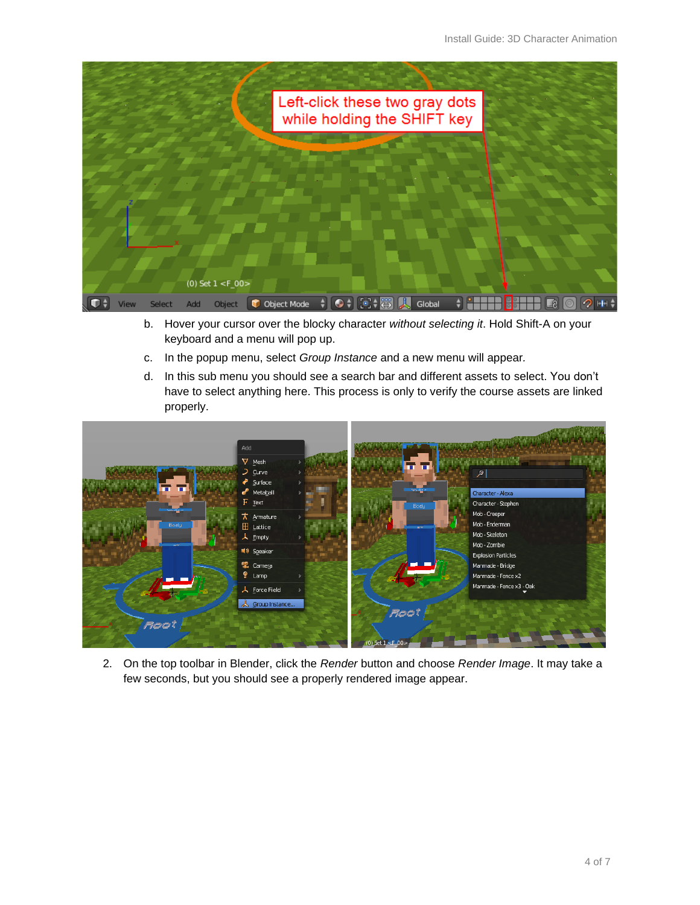b. Hover your cursor over the blocky character *without selecting it*. Hold Shift-A on your keyboard and a menu will pop up.

c. In the popup menu, select *Group Instance* and a new menu will appear.

d. In this sub menu you should see a search bar and different assets to select. You don't have to select anything here. This process is only to verify the course assets are linked properly.

2. On the top toolbar in Blender, click the *Render* button and choose *Render Image*. It may take a few seconds, but you should see a properly rendered image appear.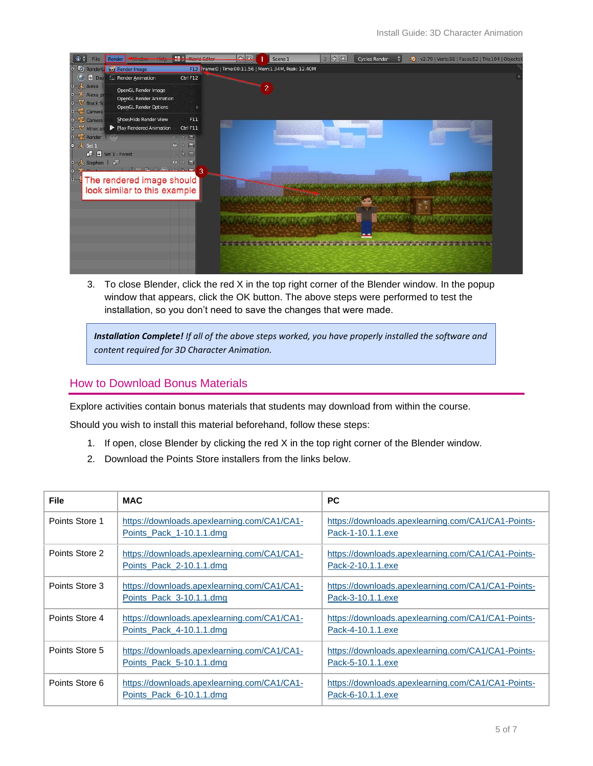3. To close Blender, click the red X in the top right corner of the Blender window. In the popup window that appears, click the OK button. The above steps were performed to test the installation, so you don't need to save the changes that were made.

> ***Installation Complete!*** *If all of the above steps worked, you have properly installed the software and content required for 3D Character Animation.*

## How to Download Bonus Materials

Explore activities contain bonus materials that students may download from within the course.

Should you wish to install this material beforehand, follow these steps:

1. If open, close Blender by clicking the red X in the top right corner of the Blender window.
2. Download the Points Store installers from the links below.

| File | MAC | PC |
|---|---|---|
| Points Store 1 | https://downloads.apexlearning.com/CA1/CA1-Points_Pack_1-10.1.1.dmg | https://downloads.apexlearning.com/CA1/CA1-Points-Pack-1-10.1.1.exe |
| Points Store 2 | https://downloads.apexlearning.com/CA1/CA1-Points_Pack_2-10.1.1.dmg | https://downloads.apexlearning.com/CA1/CA1-Points-Pack-2-10.1.1.exe |
| Points Store 3 | https://downloads.apexlearning.com/CA1/CA1-Points_Pack_3-10.1.1.dmg | https://downloads.apexlearning.com/CA1/CA1-Points-Pack-3-10.1.1.exe |
| Points Store 4 | https://downloads.apexlearning.com/CA1/CA1-Points_Pack_4-10.1.1.dmg | https://downloads.apexlearning.com/CA1/CA1-Points-Pack-4-10.1.1.exe |
| Points Store 5 | https://downloads.apexlearning.com/CA1/CA1-Points_Pack_5-10.1.1.dmg | https://downloads.apexlearning.com/CA1/CA1-Points-Pack-5-10.1.1.exe |
| Points Store 6 | https://downloads.apexlearning.com/CA1/CA1-Points_Pack_6-10.1.1.dmg | https://downloads.apexlearning.com/CA1/CA1-Points-Pack-6-10.1.1.exe |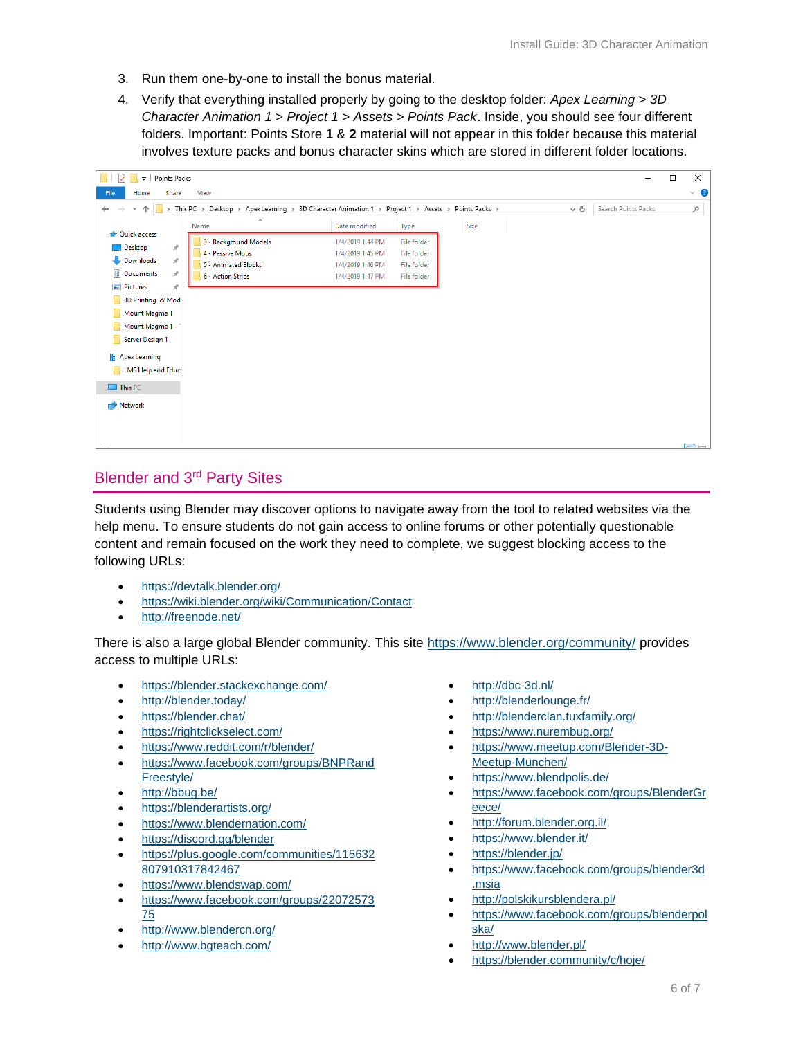3. Run them one-by-one to install the bonus material.
4. Verify that everything installed properly by going to the desktop folder: *Apex Learning > 3D Character Animation 1 > Project 1 > Assets > Points Pack*. Inside, you should see four different folders. Important: Points Store **1** & **2** material will not appear in this folder because this material involves texture packs and bonus character skins which are stored in different folder locations.

## Blender and 3rd Party Sites

Students using Blender may discover options to navigate away from the tool to related websites via the help menu. To ensure students do not gain access to online forums or other potentially questionable content and remain focused on the work they need to complete, we suggest blocking access to the following URLs:

- https://devtalk.blender.org/
- https://wiki.blender.org/wiki/Communication/Contact
- http://freenode.net/

There is also a large global Blender community. This site https://www.blender.org/community/ provides access to multiple URLs:

- https://blender.stackexchange.com/
- http://blender.today/
- https://blender.chat/
- https://rightclickselect.com/
- https://www.reddit.com/r/blender/
- https://www.facebook.com/groups/BNPRandFreestyle/
- http://bbug.be/
- https://blenderartists.org/
- https://www.blendernation.com/
- https://discord.gg/blender
- https://plus.google.com/communities/115632807910317842467
- https://www.blendswap.com/
- https://www.facebook.com/groups/2207257375
- http://www.blendercn.org/
- http://www.bgteach.com/
- http://dbc-3d.nl/
- http://blenderlounge.fr/
- http://blenderclan.tuxfamily.org/
- https://www.nurembug.org/
- https://www.meetup.com/Blender-3D-Meetup-Munchen/
- https://www.blendpolis.de/
- https://www.facebook.com/groups/BlenderGreece/
- http://forum.blender.org.il/
- https://www.blender.it/
- https://blender.jp/
- https://www.facebook.com/groups/blender3d.msia
- http://polskikursblendera.pl/
- https://www.facebook.com/groups/blenderpolska/
- http://www.blender.pl/
- https://blender.community/c/hoje/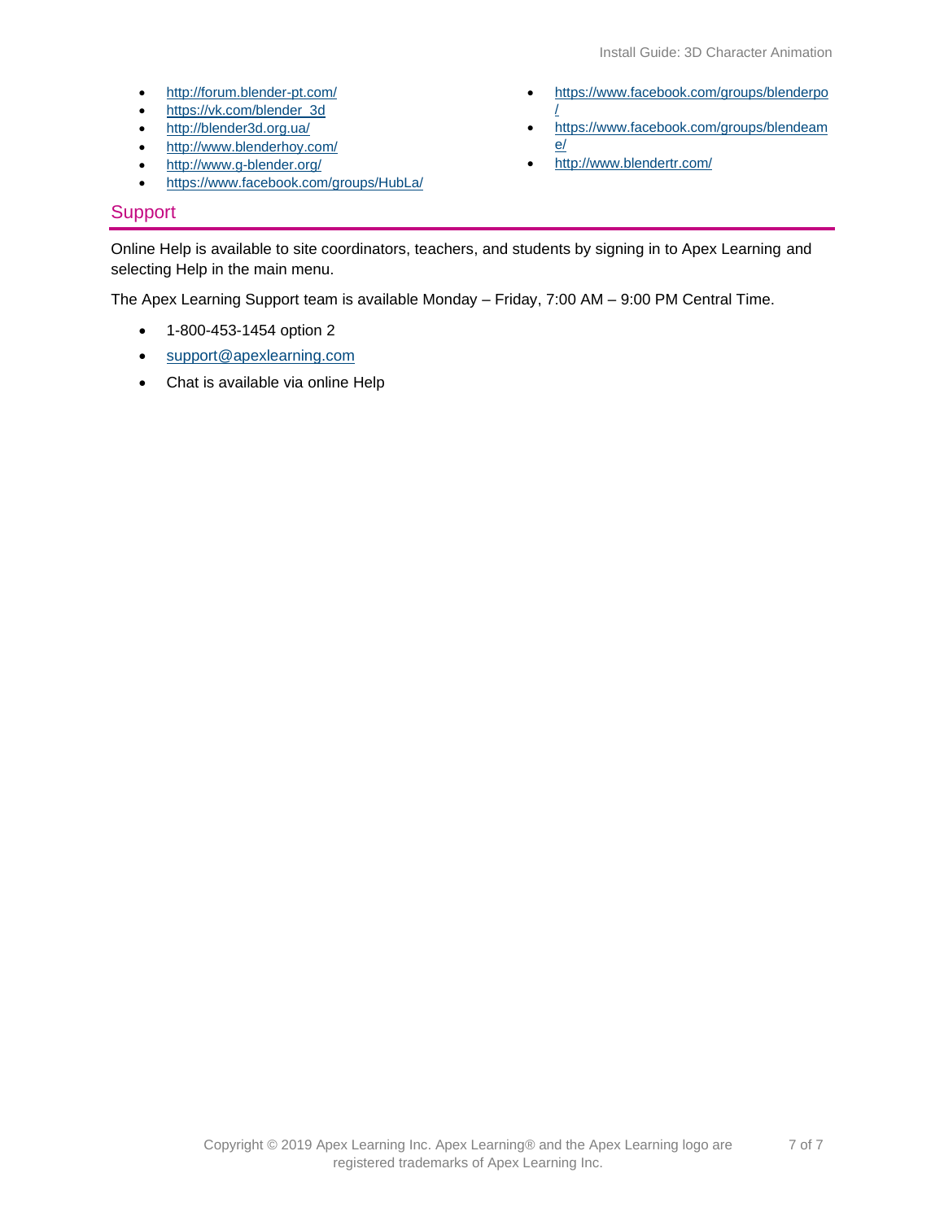- http://forum.blender-pt.com/
- https://vk.com/blender_3d
- http://blender3d.org.ua/
- http://www.blenderhoy.com/
- http://www.g-blender.org/
- https://www.facebook.com/groups/HubLa/
- https://www.facebook.com/groups/blenderpo/
- https://www.facebook.com/groups/blendeame/
- http://www.blendertr.com/

## Support

Online Help is available to site coordinators, teachers, and students by signing in to Apex Learning and selecting Help in the main menu.

The Apex Learning Support team is available Monday – Friday, 7:00 AM – 9:00 PM Central Time.

- 1-800-453-1454 option 2
- support@apexlearning.com
- Chat is available via online Help

Copyright © 2019 Apex Learning Inc. Apex Learning® and the Apex Learning logo are registered trademarks of Apex Learning Inc.